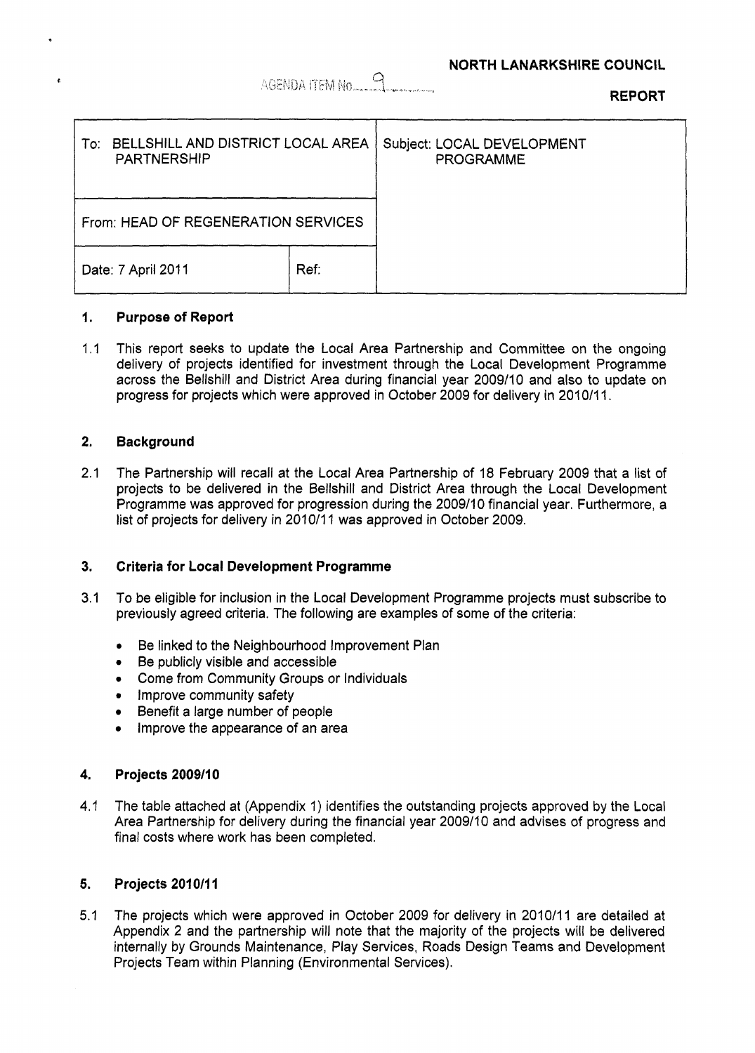AGENDA ITEM No. 9

**NORTH LANARKSHIRE COUNCIL**

**REPORT**

| To: BELLSHILL AND DISTRICT LOCAL AREA PARTNERSHIP | | Subject: LOCAL DEVELOPMENT PROGRAMME |
|---|---|---|
| From: HEAD OF REGENERATION SERVICES | | |
| Date: 7 April 2011 | Ref: | |

## 1. Purpose of Report

1.1 This report seeks to update the Local Area Partnership and Committee on the ongoing delivery of projects identified for investment through the Local Development Programme across the Bellshill and District Area during financial year 2009/10 and also to update on progress for projects which were approved in October 2009 for delivery in 2010/11.

## 2. Background

2.1 The Partnership will recall at the Local Area Partnership of 18 February 2009 that a list of projects to be delivered in the Bellshill and District Area through the Local Development Programme was approved for progression during the 2009/10 financial year. Furthermore, a list of projects for delivery in 2010/11 was approved in October 2009.

## 3. Criteria for Local Development Programme

3.1 To be eligible for inclusion in the Local Development Programme projects must subscribe to previously agreed criteria. The following are examples of some of the criteria:

- Be linked to the Neighbourhood Improvement Plan
- Be publicly visible and accessible
- Come from Community Groups or Individuals
- Improve community safety
- Benefit a large number of people
- Improve the appearance of an area

## 4. Projects 2009/10

4.1 The table attached at (Appendix 1) identifies the outstanding projects approved by the Local Area Partnership for delivery during the financial year 2009/10 and advises of progress and final costs where work has been completed.

## 5. Projects 2010/11

5.1 The projects which were approved in October 2009 for delivery in 2010/11 are detailed at Appendix 2 and the partnership will note that the majority of the projects will be delivered internally by Grounds Maintenance, Play Services, Roads Design Teams and Development Projects Team within Planning (Environmental Services).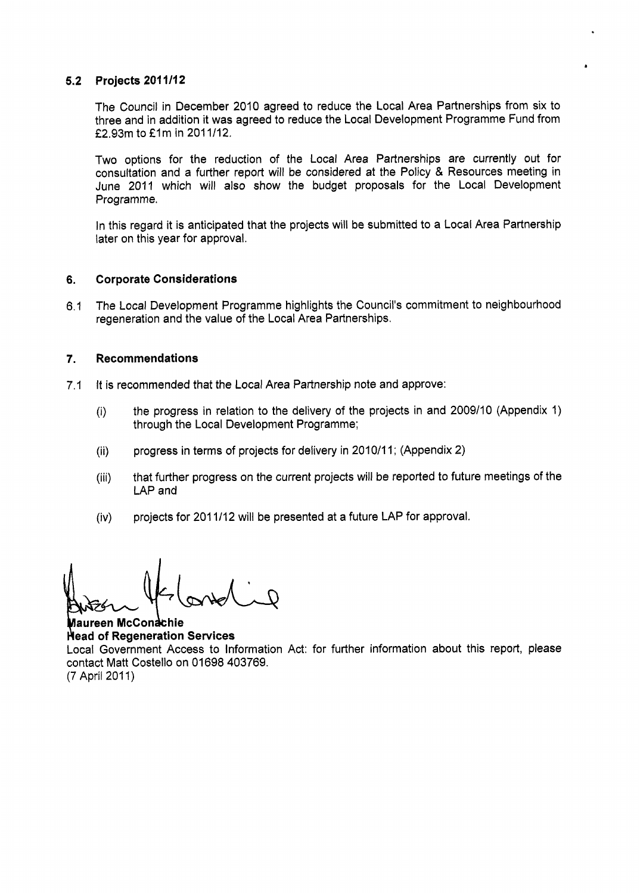### 5.2 Projects 2011/12

The Council in December 2010 agreed to reduce the Local Area Partnerships from six to three and in addition it was agreed to reduce the Local Development Programme Fund from £2.93m to £1m in 2011/12.

Two options for the reduction of the Local Area Partnerships are currently out for consultation and a further report will be considered at the Policy & Resources meeting in June 2011 which will also show the budget proposals for the Local Development Programme.

In this regard it is anticipated that the projects will be submitted to a Local Area Partnership later on this year for approval.

## 6. Corporate Considerations

6.1 The Local Development Programme highlights the Council's commitment to neighbourhood regeneration and the value of the Local Area Partnerships.

## 7. Recommendations

7.1 It is recommended that the Local Area Partnership note and approve:

- (i) the progress in relation to the delivery of the projects in and 2009/10 (Appendix 1) through the Local Development Programme;
- (ii) progress in terms of projects for delivery in 2010/11; (Appendix 2)
- (iii) that further progress on the current projects will be reported to future meetings of the LAP and
- (iv) projects for 2011/12 will be presented at a future LAP for approval.

**Maureen McConachie**
**Head of Regeneration Services**

Local Government Access to Information Act: for further information about this report, please contact Matt Costello on 01698 403769.
(7 April 2011)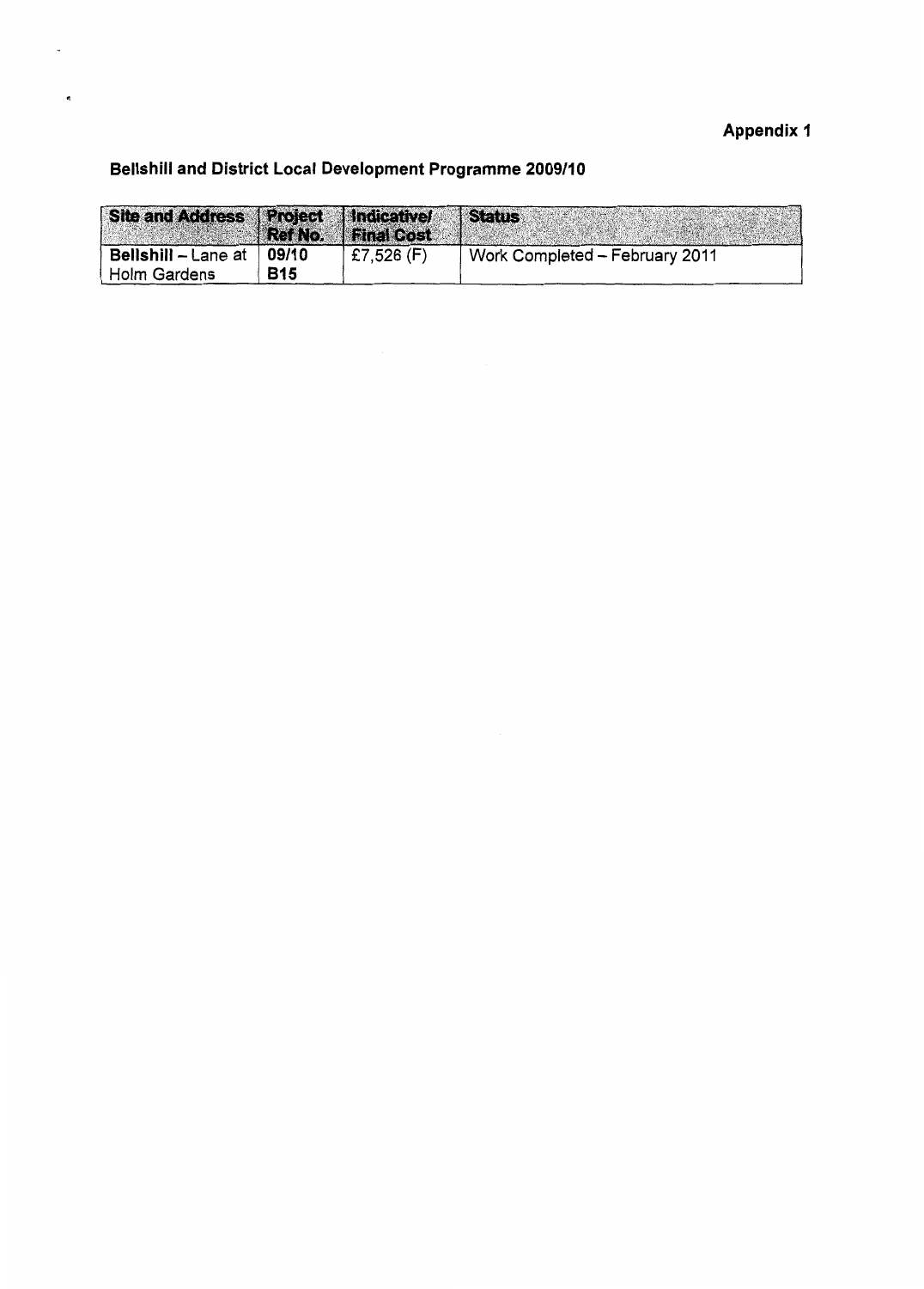**Appendix 1**

## Bellshill and District Local Development Programme 2009/10

| Site and Address | Project Ref No. | Indicative/ Final Cost | Status |
| --- | --- | --- | --- |
| **Bellshill** – Lane at Holm Gardens | **09/10 B15** | £7,526 (F) | Work Completed – February 2011 |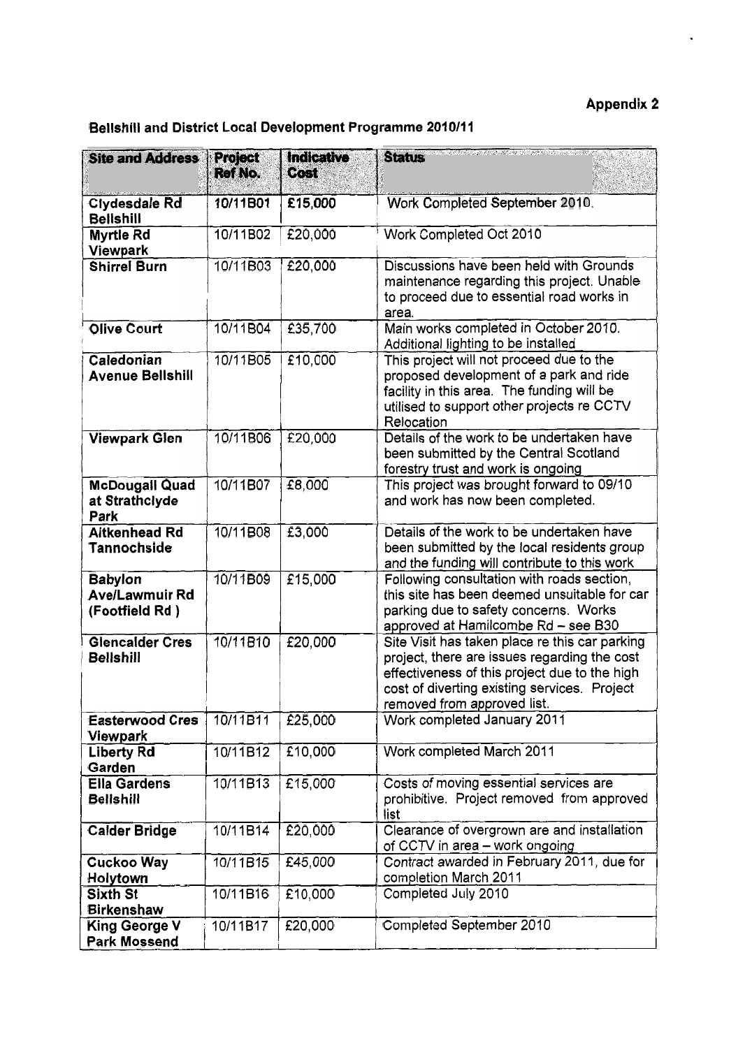**Appendix 2**

**Bellshill and District Local Development Programme 2010/11**

| Site and Address | Project Ref No. | Indicative Cost | Status |
|---|---|---|---|
| **Clydesdale Rd Bellshill** | 10/11B01 | £15,000 | Work Completed September 2010. |
| **Myrtle Rd Viewpark** | 10/11B02 | £20,000 | Work Completed Oct 2010 |
| **Shirrel Burn** | 10/11B03 | £20,000 | Discussions have been held with Grounds maintenance regarding this project. Unable to proceed due to essential road works in area. |
| **Olive Court** | 10/11B04 | £35,700 | Main works completed in October 2010. Additional lighting to be installed |
| **Caledonian Avenue Bellshill** | 10/11B05 | £10,000 | This project will not proceed due to the proposed development of a park and ride facility in this area. The funding will be utilised to support other projects re CCTV Relocation |
| **Viewpark Glen** | 10/11B06 | £20,000 | Details of the work to be undertaken have been submitted by the Central Scotland forestry trust and work is ongoing |
| **McDougall Quad at Strathclyde Park** | 10/11B07 | £8,000 | This project was brought forward to 09/10 and work has now been completed. |
| **Aitkenhead Rd Tannochside** | 10/11B08 | £3,000 | Details of the work to be undertaken have been submitted by the local residents group and the funding will contribute to this work |
| **Babylon Ave/Lawmuir Rd (Footfield Rd )** | 10/11B09 | £15,000 | Following consultation with roads section, this site has been deemed unsuitable for car parking due to safety concerns. Works approved at Hamilcombe Rd – see B30 |
| **Glencalder Cres Bellshill** | 10/11B10 | £20,000 | Site Visit has taken place re this car parking project, there are issues regarding the cost effectiveness of this project due to the high cost of diverting existing services. Project removed from approved list. |
| **Easterwood Cres Viewpark** | 10/11B11 | £25,000 | Work completed January 2011 |
| **Liberty Rd Garden** | 10/11B12 | £10,000 | Work completed March 2011 |
| **Ella Gardens Bellshill** | 10/11B13 | £15,000 | Costs of moving essential services are prohibitive. Project removed from approved list |
| **Calder Bridge** | 10/11B14 | £20,000 | Clearance of overgrown are and installation of CCTV in area – work ongoing |
| **Cuckoo Way Holytown** | 10/11B15 | £45,000 | Contract awarded in February 2011, due for completion March 2011 |
| **Sixth St Birkenshaw** | 10/11B16 | £10,000 | Completed July 2010 |
| **King George V Park Mossend** | 10/11B17 | £20,000 | Completed September 2010 |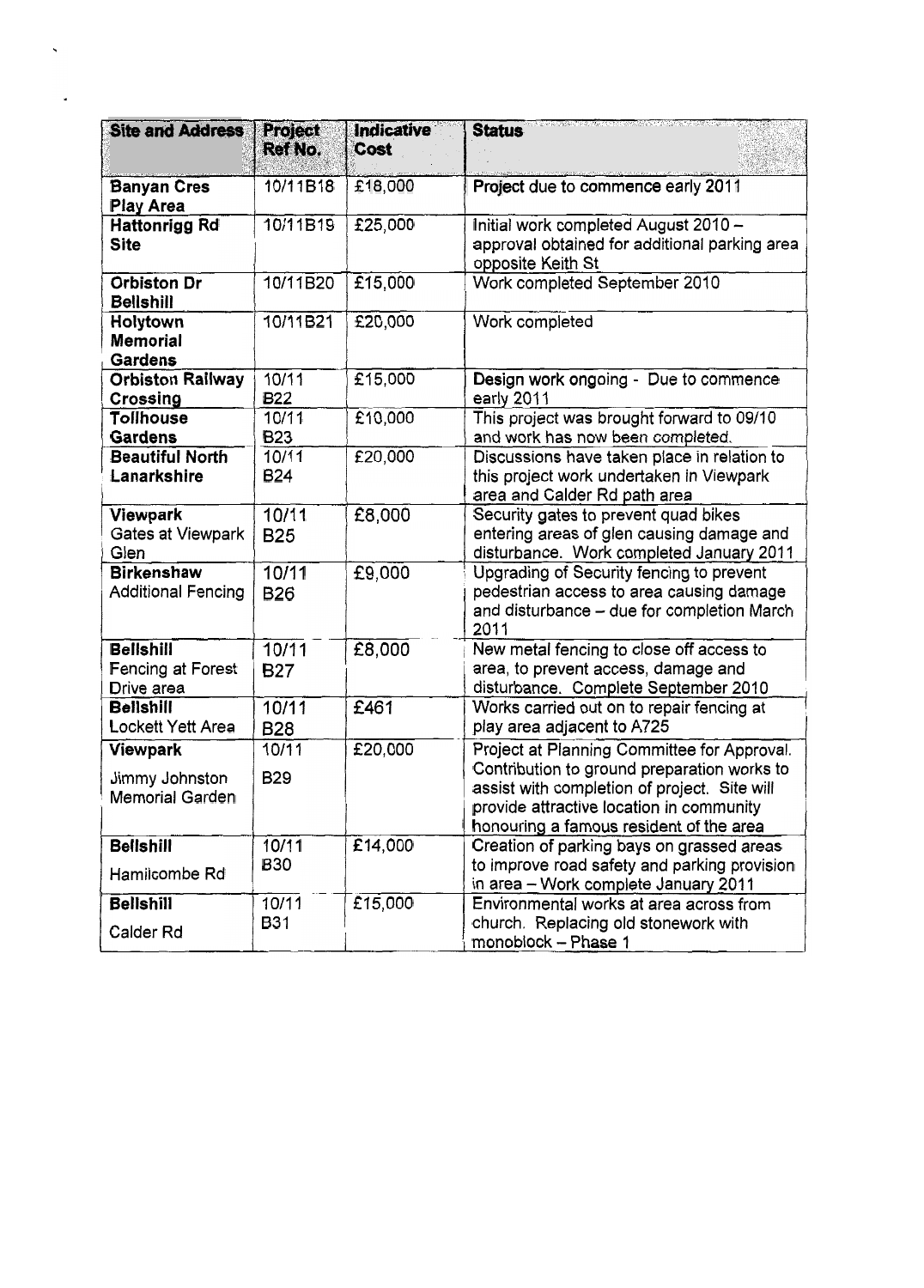| Site and Address | Project Ref No. | Indicative Cost | Status |
| --- | --- | --- | --- |
| **Banyan Cres Play Area** | 10/11B18 | £18,000 | Project due to commence early 2011 |
| **Hattonrigg Rd Site** | 10/11B19 | £25,000 | Initial work completed August 2010 – approval obtained for additional parking area opposite Keith St |
| **Orbiston Dr Bellshill** | 10/11B20 | £15,000 | Work completed September 2010 |
| **Holytown Memorial Gardens** | 10/11B21 | £20,000 | Work completed |
| **Orbiston Railway Crossing** | 10/11 B22 | £15,000 | Design work ongoing - Due to commence early 2011 |
| **Tollhouse Gardens** | 10/11 B23 | £10,000 | This project was brought forward to 09/10 and work has now been completed. |
| **Beautiful North Lanarkshire** | 10/11 B24 | £20,000 | Discussions have taken place in relation to this project work undertaken in Viewpark area and Calder Rd path area |
| **Viewpark** Gates at Viewpark Glen | 10/11 B25 | £8,000 | Security gates to prevent quad bikes entering areas of glen causing damage and disturbance. Work completed January 2011 |
| **Birkenshaw** Additional Fencing | 10/11 B26 | £9,000 | Upgrading of Security fencing to prevent pedestrian access to area causing damage and disturbance – due for completion March 2011 |
| **Bellshill** Fencing at Forest Drive area | 10/11 B27 | £8,000 | New metal fencing to close off access to area, to prevent access, damage and disturbance. Complete September 2010 |
| **Bellshill** Lockett Yett Area | 10/11 B28 | £461 | Works carried out on to repair fencing at play area adjacent to A725 |
| **Viewpark** Jimmy Johnston Memorial Garden | 10/11 B29 | £20,000 | Project at Planning Committee for Approval. Contribution to ground preparation works to assist with completion of project. Site will provide attractive location in community honouring a famous resident of the area |
| **Bellshill** Hamilcombe Rd | 10/11 B30 | £14,000 | Creation of parking bays on grassed areas to improve road safety and parking provision in area – Work complete January 2011 |
| **Bellshill** Calder Rd | 10/11 B31 | £15,000 | Environmental works at area across from church. Replacing old stonework with monoblock – Phase 1 |